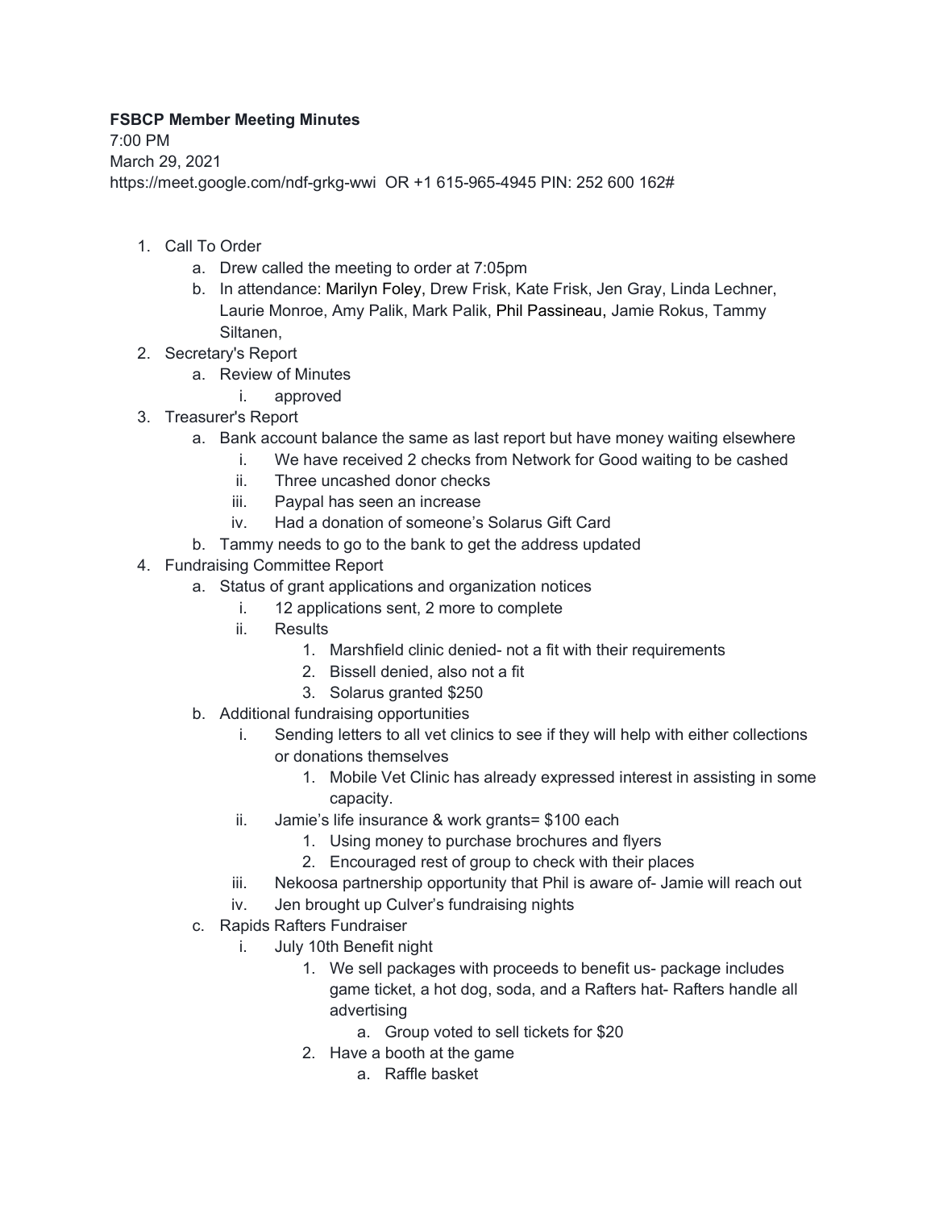**FSBCP Member Meeting Minutes**
7:00 PM
March 29, 2021
https://meet.google.com/ndf-grkg-wwi OR +1 615-965-4945 PIN: 252 600 162#

1. Call To Order
    a. Drew called the meeting to order at 7:05pm
    b. In attendance: Marilyn Foley, Drew Frisk, Kate Frisk, Jen Gray, Linda Lechner, Laurie Monroe, Amy Palik, Mark Palik, Phil Passineau, Jamie Rokus, Tammy Siltanen,
2. Secretary's Report
    a. Review of Minutes
        i. approved
3. Treasurer's Report
    a. Bank account balance the same as last report but have money waiting elsewhere
        i. We have received 2 checks from Network for Good waiting to be cashed
        ii. Three uncashed donor checks
        iii. Paypal has seen an increase
        iv. Had a donation of someone's Solarus Gift Card
    b. Tammy needs to go to the bank to get the address updated
4. Fundraising Committee Report
    a. Status of grant applications and organization notices
        i. 12 applications sent, 2 more to complete
        ii. Results
            1. Marshfield clinic denied- not a fit with their requirements
            2. Bissell denied, also not a fit
            3. Solarus granted $250
    b. Additional fundraising opportunities
        i. Sending letters to all vet clinics to see if they will help with either collections or donations themselves
            1. Mobile Vet Clinic has already expressed interest in assisting in some capacity.
        ii. Jamie's life insurance & work grants= $100 each
            1. Using money to purchase brochures and flyers
            2. Encouraged rest of group to check with their places
        iii. Nekoosa partnership opportunity that Phil is aware of- Jamie will reach out
        iv. Jen brought up Culver's fundraising nights
    c. Rapids Rafters Fundraiser
        i. July 10th Benefit night
            1. We sell packages with proceeds to benefit us- package includes game ticket, a hot dog, soda, and a Rafters hat- Rafters handle all advertising
                a. Group voted to sell tickets for $20
            2. Have a booth at the game
                a. Raffle basket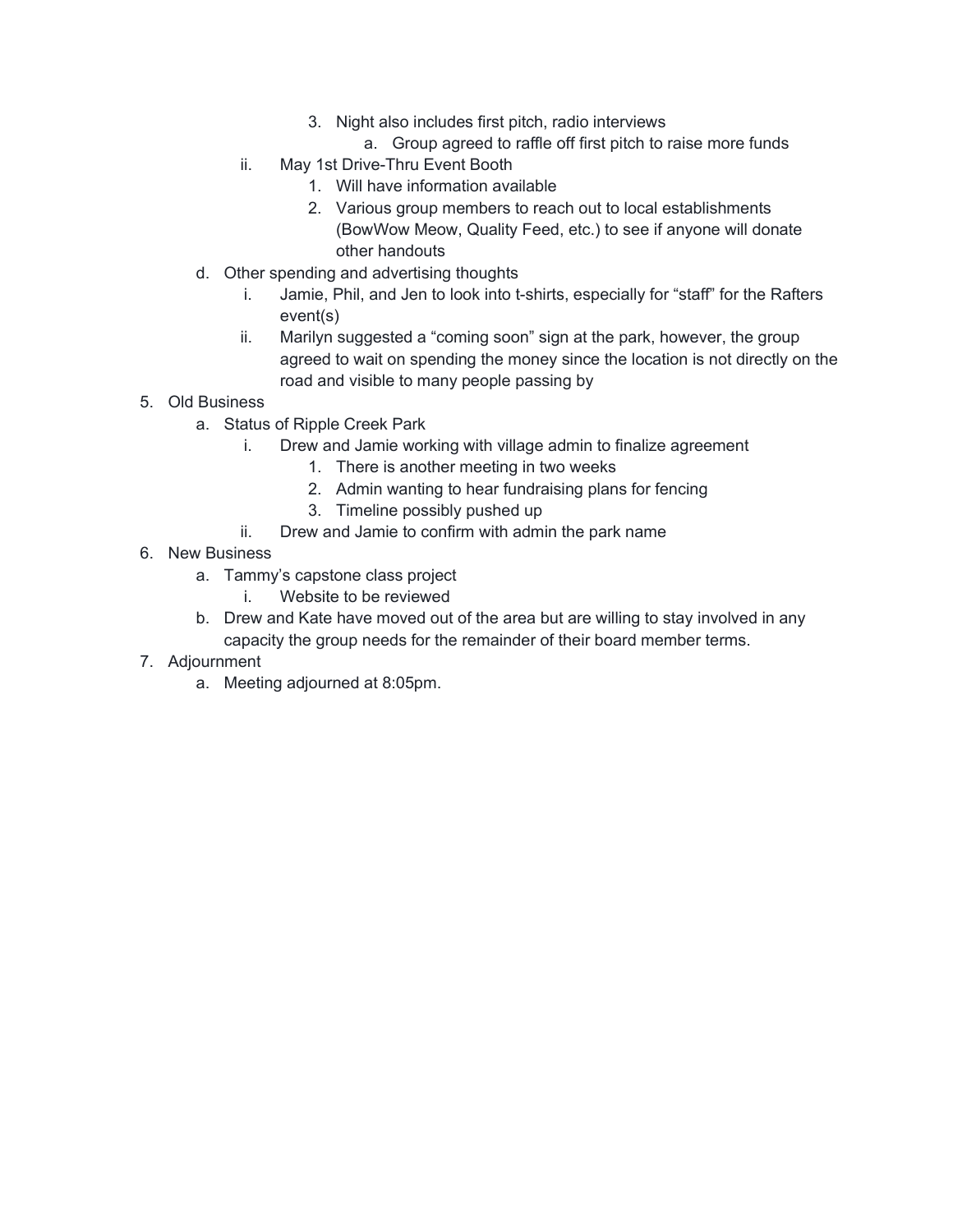3. Night also includes first pitch, radio interviews
         a. Group agreed to raffle off first pitch to raise more funds
   ii. May 1st Drive-Thru Event Booth
      1. Will have information available
      2. Various group members to reach out to local establishments (BowWow Meow, Quality Feed, etc.) to see if anyone will donate other handouts
d. Other spending and advertising thoughts
   i. Jamie, Phil, and Jen to look into t-shirts, especially for "staff" for the Rafters event(s)
   ii. Marilyn suggested a "coming soon" sign at the park, however, the group agreed to wait on spending the money since the location is not directly on the road and visible to many people passing by

5. Old Business
   a. Status of Ripple Creek Park
      i. Drew and Jamie working with village admin to finalize agreement
         1. There is another meeting in two weeks
         2. Admin wanting to hear fundraising plans for fencing
         3. Timeline possibly pushed up
      ii. Drew and Jamie to confirm with admin the park name
6. New Business
   a. Tammy's capstone class project
      i. Website to be reviewed
   b. Drew and Kate have moved out of the area but are willing to stay involved in any capacity the group needs for the remainder of their board member terms.
7. Adjournment
   a. Meeting adjourned at 8:05pm.